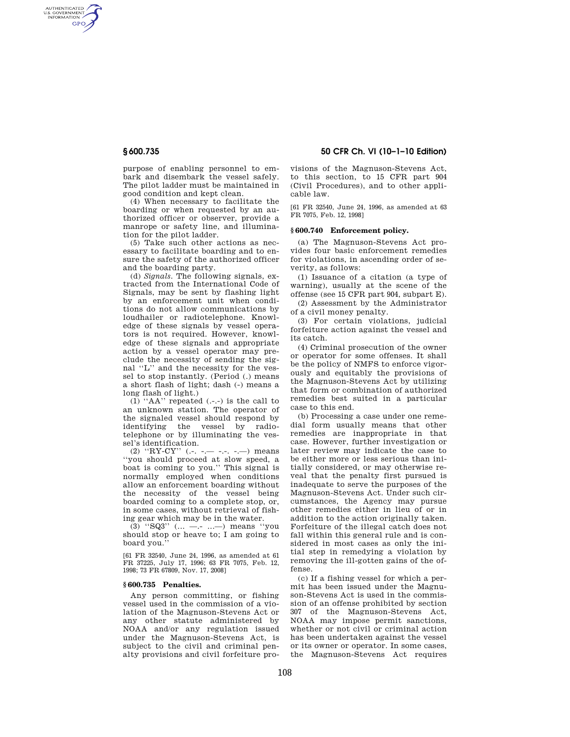purpose of enabling personnel to embark and disembark the vessel safely. The pilot ladder must be maintained in good condition and kept clean.

(4) When necessary to facilitate the boarding or when requested by an authorized officer or observer, provide a manrope or safety line, and illumination for the pilot ladder.

(5) Take such other actions as necessary to facilitate boarding and to ensure the safety of the authorized officer and the boarding party.

(d) *Signals.* The following signals, extracted from the International Code of Signals, may be sent by flashing light by an enforcement unit when conditions do not allow communications by loudhailer or radiotelephone. Knowledge of these signals by vessel operators is not required. However, knowledge of these signals and appropriate action by a vessel operator may preclude the necessity of sending the signal "L" and the necessity for the vessel to stop instantly. (Period (.) means a short flash of light; dash (-) means a long flash of light.)

(1) "AA" repeated (.-.-) is the call to an unknown station. The operator of the signaled vessel should respond by identifying the vessel by radiotelephone or by illuminating the vessel's identification.

(2) "RY-CY" (.-. -.— -.-. -.—) means "you should proceed at slow speed, a boat is coming to you." This signal is normally employed when conditions allow an enforcement boarding without the necessity of the vessel being boarded coming to a complete stop, or, in some cases, without retrieval of fishing gear which may be in the water.

(3) "SQ3" (... —.- ...—) means "you should stop or heave to; I am going to board you."

[61 FR 32540, June 24, 1996, as amended at 61 FR 37225, July 17, 1996; 63 FR 7075, Feb. 12, 1998; 73 FR 67809, Nov. 17, 2008]

## § 600.735 Penalties.

Any person committing, or fishing vessel used in the commission of a violation of the Magnuson-Stevens Act or any other statute administered by NOAA and/or any regulation issued under the Magnuson-Stevens Act, is subject to the civil and criminal penalty provisions and civil forfeiture provisions of the Magnuson-Stevens Act, to this section, to 15 CFR part 904 (Civil Procedures), and to other applicable law.

[61 FR 32540, June 24, 1996, as amended at 63 FR 7075, Feb. 12, 1998]

## § 600.740 Enforcement policy.

(a) The Magnuson-Stevens Act provides four basic enforcement remedies for violations, in ascending order of severity, as follows:

(1) Issuance of a citation (a type of warning), usually at the scene of the offense (see 15 CFR part 904, subpart E).

(2) Assessment by the Administrator of a civil money penalty.

(3) For certain violations, judicial forfeiture action against the vessel and its catch.

(4) Criminal prosecution of the owner or operator for some offenses. It shall be the policy of NMFS to enforce vigorously and equitably the provisions of the Magnuson-Stevens Act by utilizing that form or combination of authorized remedies best suited in a particular case to this end.

(b) Processing a case under one remedial form usually means that other remedies are inappropriate in that case. However, further investigation or later review may indicate the case to be either more or less serious than initially considered, or may otherwise reveal that the penalty first pursued is inadequate to serve the purposes of the Magnuson-Stevens Act. Under such circumstances, the Agency may pursue other remedies either in lieu of or in addition to the action originally taken. Forfeiture of the illegal catch does not fall within this general rule and is considered in most cases as only the initial step in remedying a violation by removing the ill-gotten gains of the offense.

(c) If a fishing vessel for which a permit has been issued under the Magnuson-Stevens Act is used in the commission of an offense prohibited by section 307 of the Magnuson-Stevens Act, NOAA may impose permit sanctions, whether or not civil or criminal action has been undertaken against the vessel or its owner or operator. In some cases, the Magnuson-Stevens Act requires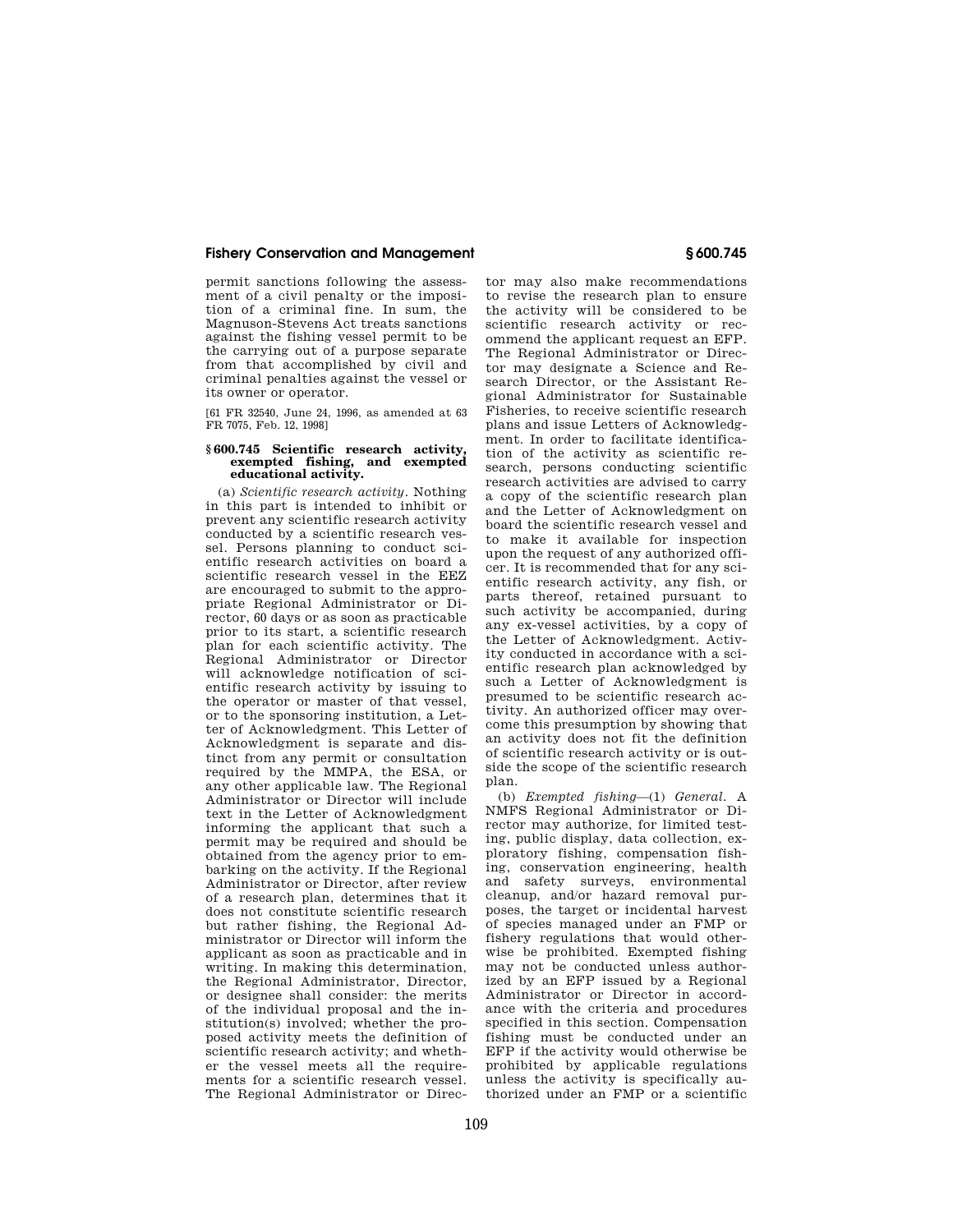permit sanctions following the assessment of a civil penalty or the imposition of a criminal fine. In sum, the Magnuson-Stevens Act treats sanctions against the fishing vessel permit to be the carrying out of a purpose separate from that accomplished by civil and criminal penalties against the vessel or its owner or operator.

[61 FR 32540, June 24, 1996, as amended at 63 FR 7075, Feb. 12, 1998]

### § 600.745 Scientific research activity, exempted fishing, and exempted educational activity.

(a) *Scientific research activity.* Nothing in this part is intended to inhibit or prevent any scientific research activity conducted by a scientific research vessel. Persons planning to conduct scientific research activities on board a scientific research vessel in the EEZ are encouraged to submit to the appropriate Regional Administrator or Director, 60 days or as soon as practicable prior to its start, a scientific research plan for each scientific activity. The Regional Administrator or Director will acknowledge notification of scientific research activity by issuing to the operator or master of that vessel, or to the sponsoring institution, a Letter of Acknowledgment. This Letter of Acknowledgment is separate and distinct from any permit or consultation required by the MMPA, the ESA, or any other applicable law. The Regional Administrator or Director will include text in the Letter of Acknowledgment informing the applicant that such a permit may be required and should be obtained from the agency prior to embarking on the activity. If the Regional Administrator or Director, after review of a research plan, determines that it does not constitute scientific research but rather fishing, the Regional Administrator or Director will inform the applicant as soon as practicable and in writing. In making this determination, the Regional Administrator, Director, or designee shall consider: the merits of the individual proposal and the institution(s) involved; whether the proposed activity meets the definition of scientific research activity; and whether the vessel meets all the requirements for a scientific research vessel. The Regional Administrator or Director may also make recommendations to revise the research plan to ensure the activity will be considered to be scientific research activity or recommend the applicant request an EFP. The Regional Administrator or Director may designate a Science and Research Director, or the Assistant Regional Administrator for Sustainable Fisheries, to receive scientific research plans and issue Letters of Acknowledgment. In order to facilitate identification of the activity as scientific research, persons conducting scientific research activities are advised to carry a copy of the scientific research plan and the Letter of Acknowledgment on board the scientific research vessel and to make it available for inspection upon the request of any authorized officer. It is recommended that for any scientific research activity, any fish, or parts thereof, retained pursuant to such activity be accompanied, during any ex-vessel activities, by a copy of the Letter of Acknowledgment. Activity conducted in accordance with a scientific research plan acknowledged by such a Letter of Acknowledgment is presumed to be scientific research activity. An authorized officer may overcome this presumption by showing that an activity does not fit the definition of scientific research activity or is outside the scope of the scientific research plan.

(b) *Exempted fishing*—(1) *General.* A NMFS Regional Administrator or Director may authorize, for limited testing, public display, data collection, exploratory fishing, compensation fishing, conservation engineering, health and safety surveys, environmental cleanup, and/or hazard removal purposes, the target or incidental harvest of species managed under an FMP or fishery regulations that would otherwise be prohibited. Exempted fishing may not be conducted unless authorized by an EFP issued by a Regional Administrator or Director in accordance with the criteria and procedures specified in this section. Compensation fishing must be conducted under an EFP if the activity would otherwise be prohibited by applicable regulations unless the activity is specifically authorized under an FMP or a scientific